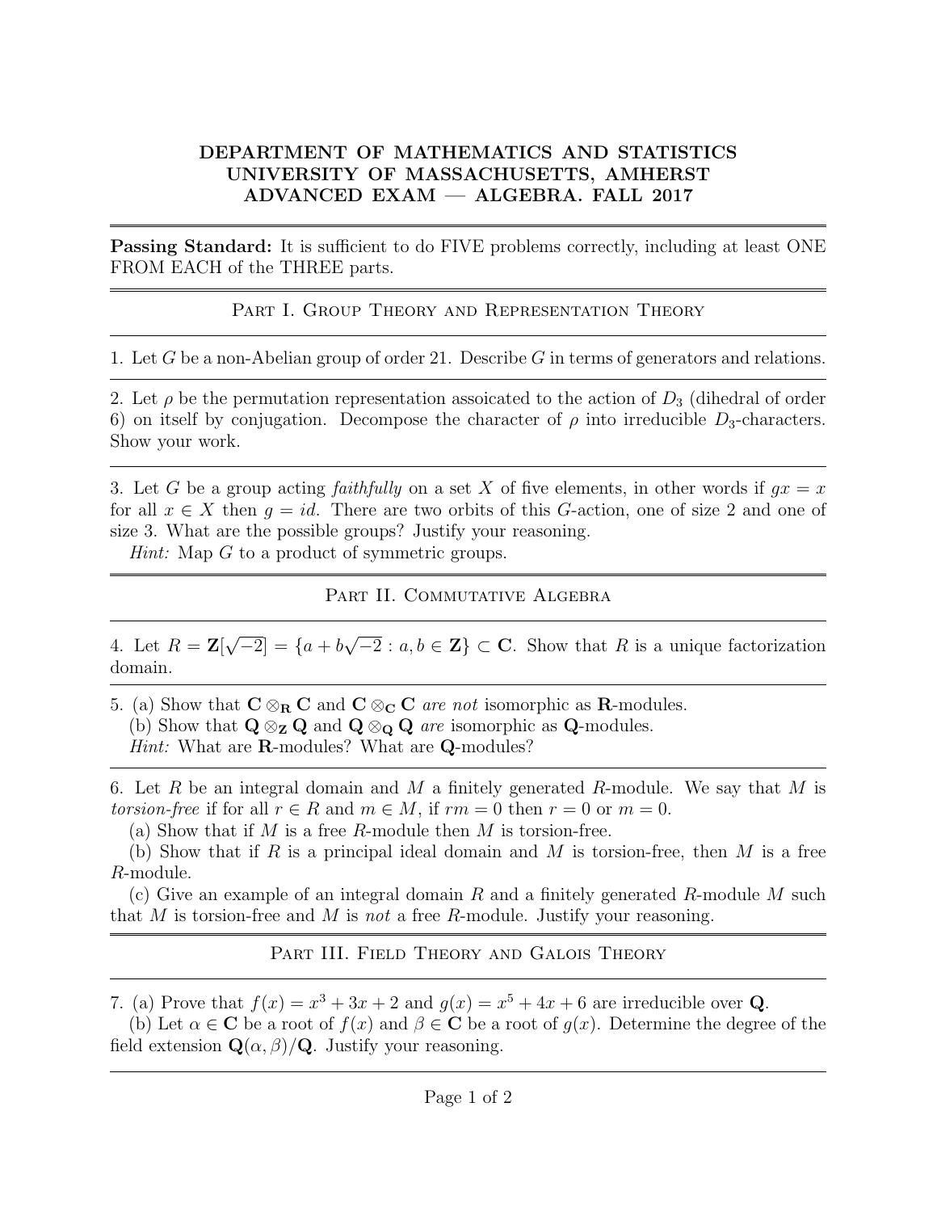# DEPARTMENT OF MATHEMATICS AND STATISTICS
# UNIVERSITY OF MASSACHUSETTS, AMHERST
# ADVANCED EXAM — ALGEBRA. FALL 2017

---

**Passing Standard:** It is sufficient to do FIVE problems correctly, including at least ONE FROM EACH of the THREE parts.

---

## Part I. Group Theory and Representation Theory

---

1. Let $G$ be a non-Abelian group of order 21. Describe $G$ in terms of generators and relations.

---

2. Let $\rho$ be the permutation representation assoicated to the action of $D_3$ (dihedral of order 6) on itself by conjugation. Decompose the character of $\rho$ into irreducible $D_3$-characters. Show your work.

---

3. Let $G$ be a group acting *faithfully* on a set $X$ of five elements, in other words if $gx = x$ for all $x \in X$ then $g = id$. There are two orbits of this $G$-action, one of size 2 and one of size 3. What are the possible groups? Justify your reasoning.

*Hint:* Map $G$ to a product of symmetric groups.

---

## Part II. Commutative Algebra

---

4. Let $R = \mathbf{Z}[\sqrt{-2}] = \{a + b\sqrt{-2} : a, b \in \mathbf{Z}\} \subset \mathbf{C}$. Show that $R$ is a unique factorization domain.

---

5. (a) Show that $\mathbf{C} \otimes_{\mathbf{R}} \mathbf{C}$ and $\mathbf{C} \otimes_{\mathbf{C}} \mathbf{C}$ *are not* isomorphic as $\mathbf{R}$-modules.

(b) Show that $\mathbf{Q} \otimes_{\mathbf{Z}} \mathbf{Q}$ and $\mathbf{Q} \otimes_{\mathbf{Q}} \mathbf{Q}$ *are* isomorphic as $\mathbf{Q}$-modules.

*Hint:* What are $\mathbf{R}$-modules? What are $\mathbf{Q}$-modules?

---

6. Let $R$ be an integral domain and $M$ a finitely generated $R$-module. We say that $M$ is *torsion-free* if for all $r \in R$ and $m \in M$, if $rm = 0$ then $r = 0$ or $m = 0$.

(a) Show that if $M$ is a free $R$-module then $M$ is torsion-free.

(b) Show that if $R$ is a principal ideal domain and $M$ is torsion-free, then $M$ is a free $R$-module.

(c) Give an example of an integral domain $R$ and a finitely generated $R$-module $M$ such that $M$ is torsion-free and $M$ is *not* a free $R$-module. Justify your reasoning.

---

## Part III. Field Theory and Galois Theory

---

7. (a) Prove that $f(x) = x^3 + 3x + 2$ and $g(x) = x^5 + 4x + 6$ are irreducible over $\mathbf{Q}$.

(b) Let $\alpha \in \mathbf{C}$ be a root of $f(x)$ and $\beta \in \mathbf{C}$ be a root of $g(x)$. Determine the degree of the field extension $\mathbf{Q}(\alpha, \beta)/\mathbf{Q}$. Justify your reasoning.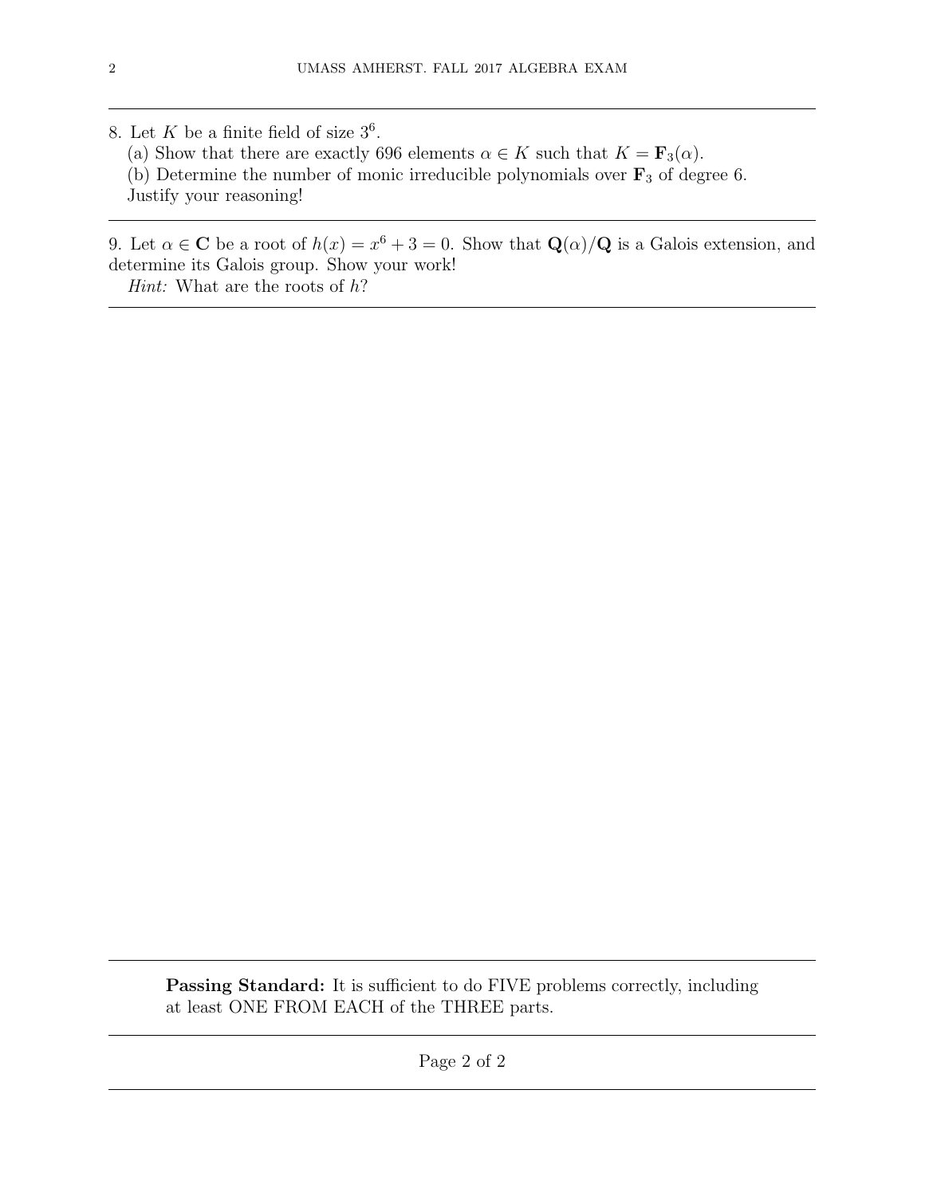8. Let $K$ be a finite field of size $3^6$.

(a) Show that there are exactly 696 elements $\alpha \in K$ such that $K = \mathbf{F}_3(\alpha)$.

(b) Determine the number of monic irreducible polynomials over $\mathbf{F}_3$ of degree 6.

Justify your reasoning!

---

9. Let $\alpha \in \mathbf{C}$ be a root of $h(x) = x^6 + 3 = 0$. Show that $\mathbf{Q}(\alpha)/\mathbf{Q}$ is a Galois extension, and determine its Galois group. Show your work!

*Hint:* What are the roots of $h$?

---

**Passing Standard:** It is sufficient to do FIVE problems correctly, including at least ONE FROM EACH of the THREE parts.